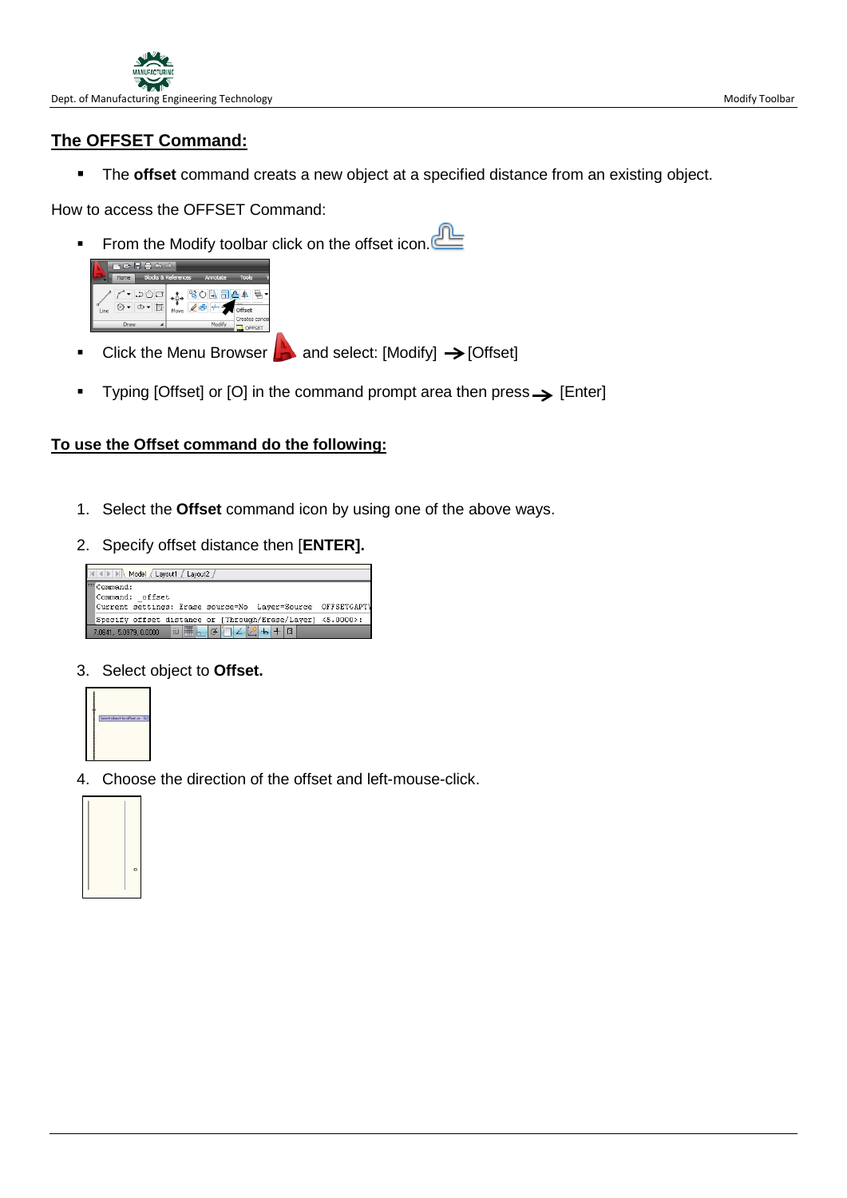## The OFFSET Command:

- The **offset** command creats a new object at a specified distance from an existing object.

How to access the OFFSET Command:

- From the Modify toolbar click on the offset icon.
- Click the Menu Browser and select: [Modify] → [Offset]
- Typing [Offset] or [O] in the command prompt area then press → [Enter]

## To use the Offset command do the following:

1. Select the **Offset** command icon by using one of the above ways.
2. Specify offset distance then [**ENTER].**
3. Select object to **Offset.**
4. Choose the direction of the offset and left-mouse-click.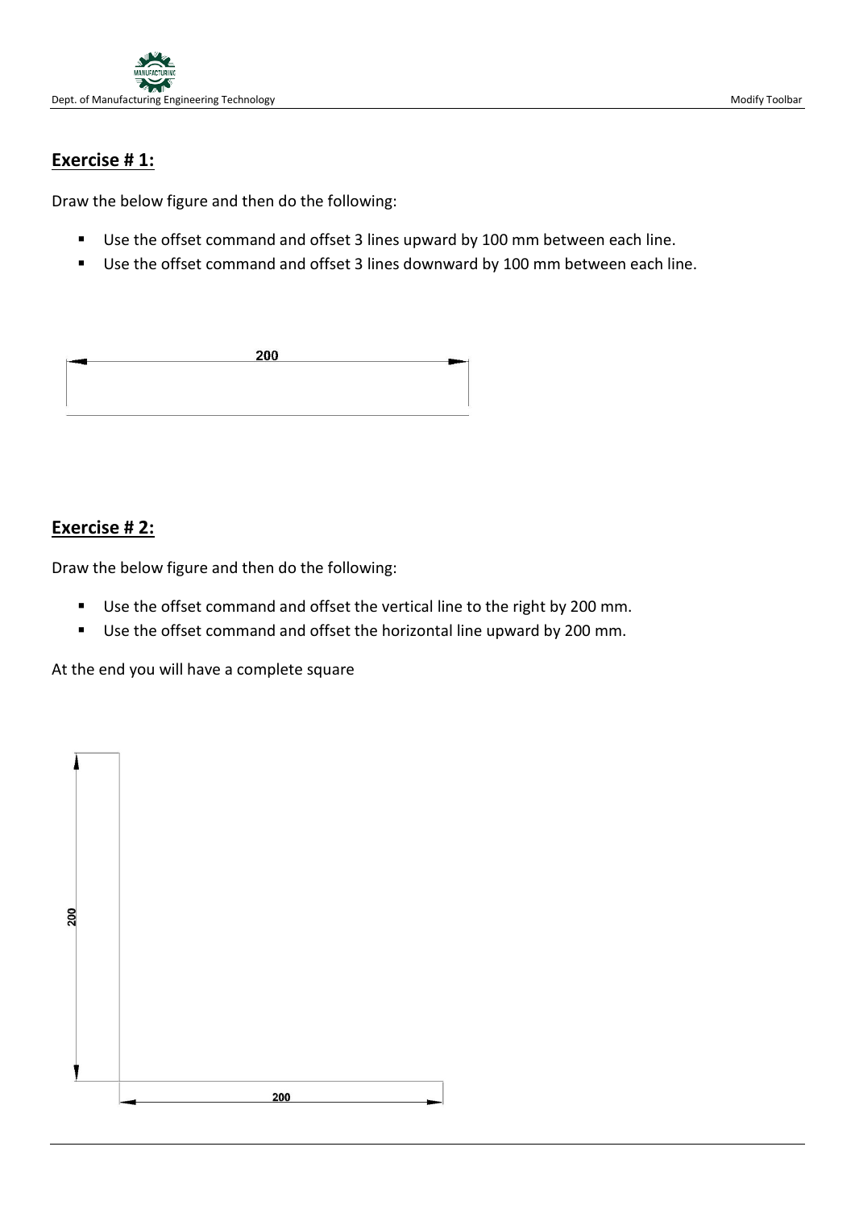## Exercise # 1:

Draw the below figure and then do the following:

- Use the offset command and offset 3 lines upward by 100 mm between each line.
- Use the offset command and offset 3 lines downward by 100 mm between each line.

200

## Exercise # 2:

Draw the below figure and then do the following:

- Use the offset command and offset the vertical line to the right by 200 mm.
- Use the offset command and offset the horizontal line upward by 200 mm.

At the end you will have a complete square

200

200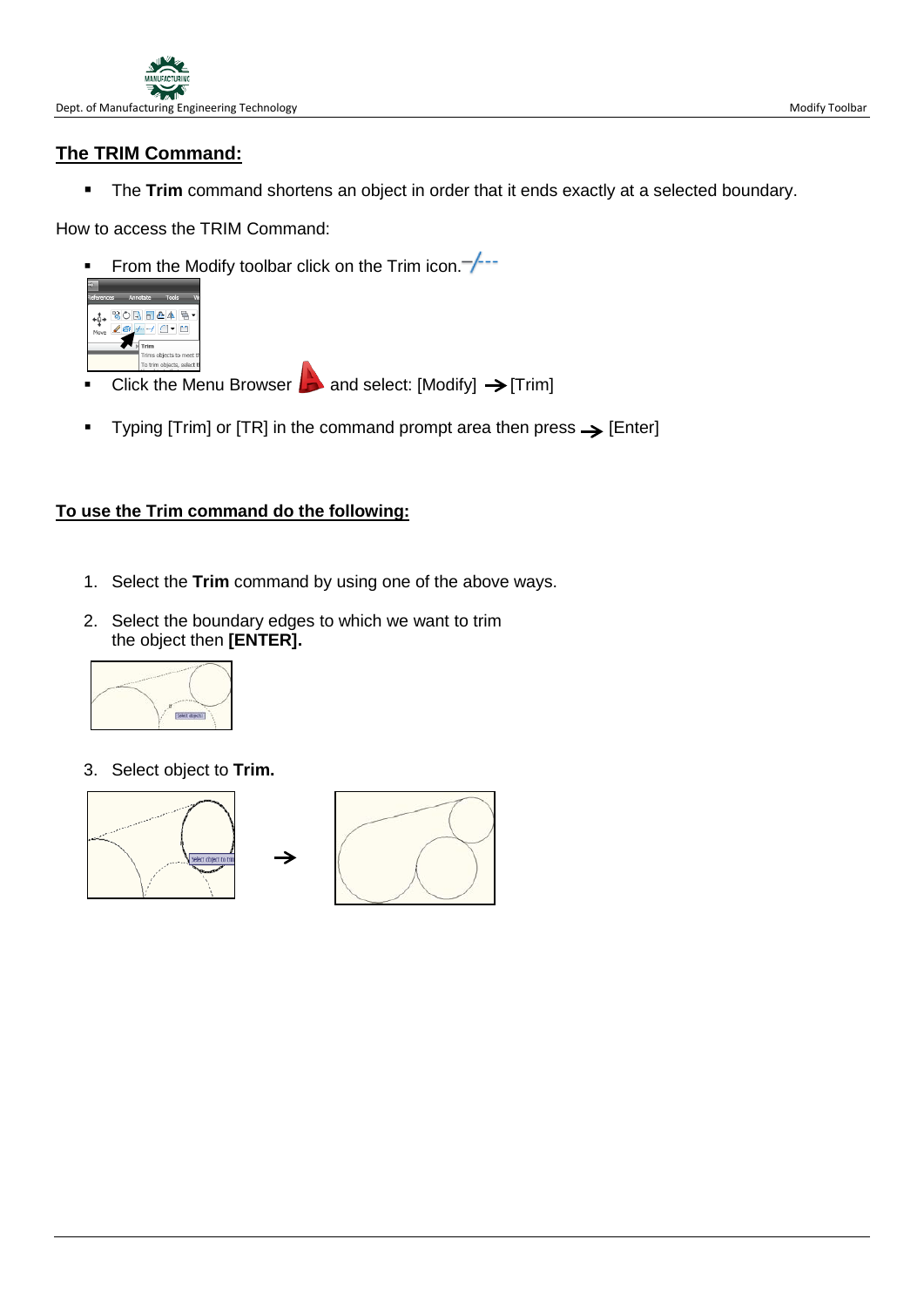## The TRIM Command:

- The **Trim** command shortens an object in order that it ends exactly at a selected boundary.

How to access the TRIM Command:

- From the Modify toolbar click on the Trim icon.
- Click the Menu Browser and select: [Modify] → [Trim]
- Typing [Trim] or [TR] in the command prompt area then press → [Enter]

## To use the Trim command do the following:

1. Select the **Trim** command by using one of the above ways.
2. Select the boundary edges to which we want to trim the object then **[ENTER].**
3. Select object to **Trim.**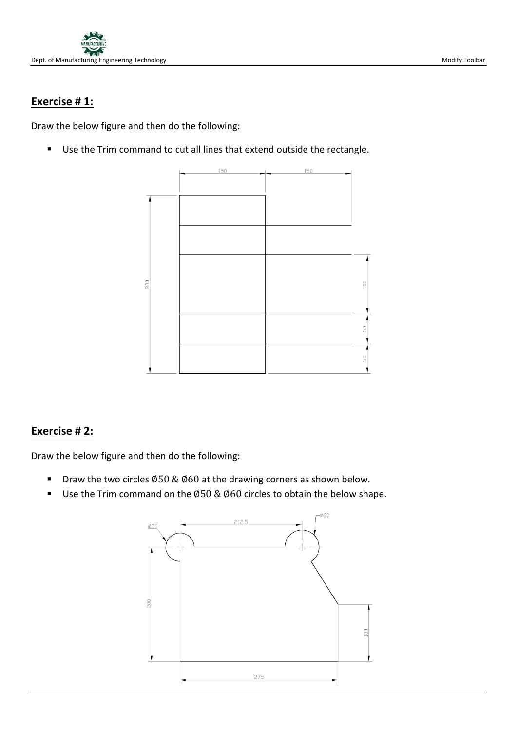## Exercise # 1:

Draw the below figure and then do the following:

- Use the Trim command to cut all lines that extend outside the rectangle.

150

150

300

100

50

50

## Exercise # 2:

Draw the below figure and then do the following:

- Draw the two circles Ø50 & Ø60 at the drawing corners as shown below.
- Use the Trim command on the Ø50 & Ø60 circles to obtain the below shape.

Ø50

212.5

Ø60

200

100

275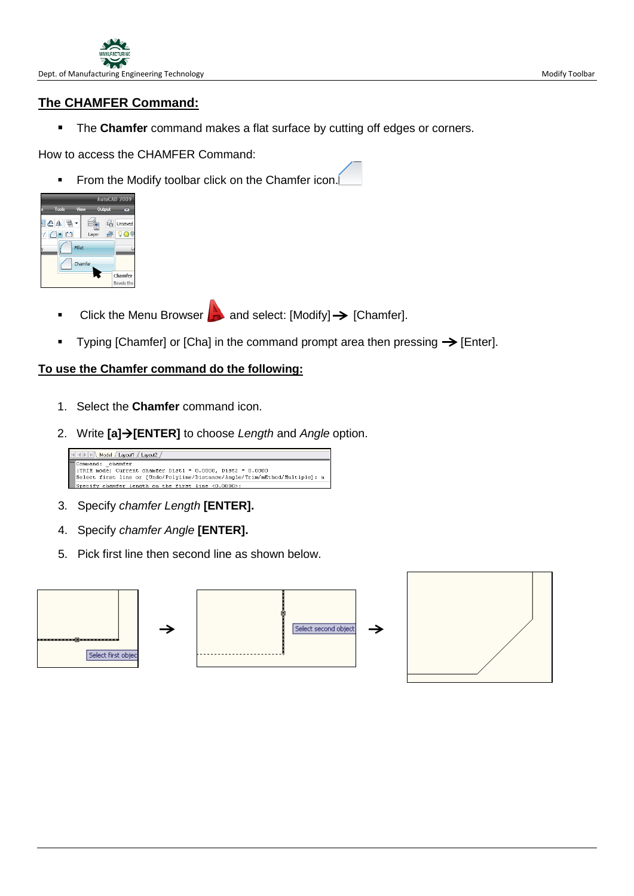## The CHAMFER Command:

- The **Chamfer** command makes a flat surface by cutting off edges or corners.

How to access the CHAMFER Command:

- From the Modify toolbar click on the Chamfer icon.

- Click the Menu Browser and select: [Modify] → [Chamfer].

- Typing [Chamfer] or [Cha] in the command prompt area then pressing → [Enter].

## To use the Chamfer command do the following:

1. Select the **Chamfer** command icon.
2. Write **[a]→[ENTER]** to choose *Length* and *Angle* option.

```
Command: _chamfer
(TRIM mode) Current chamfer Dist1 = 0.0000, Dist2 = 0.0000
Select first line or [Undo/Polyline/Distance/Angle/Trim/mEthod/Multiple]: a
Specify chamfer length on the first line <0.0000>:
```

3. Specify *chamfer Length* **[ENTER].**
4. Specify *chamfer Angle* **[ENTER].**
5. Pick first line then second line as shown below.

Select first objec → Select second object →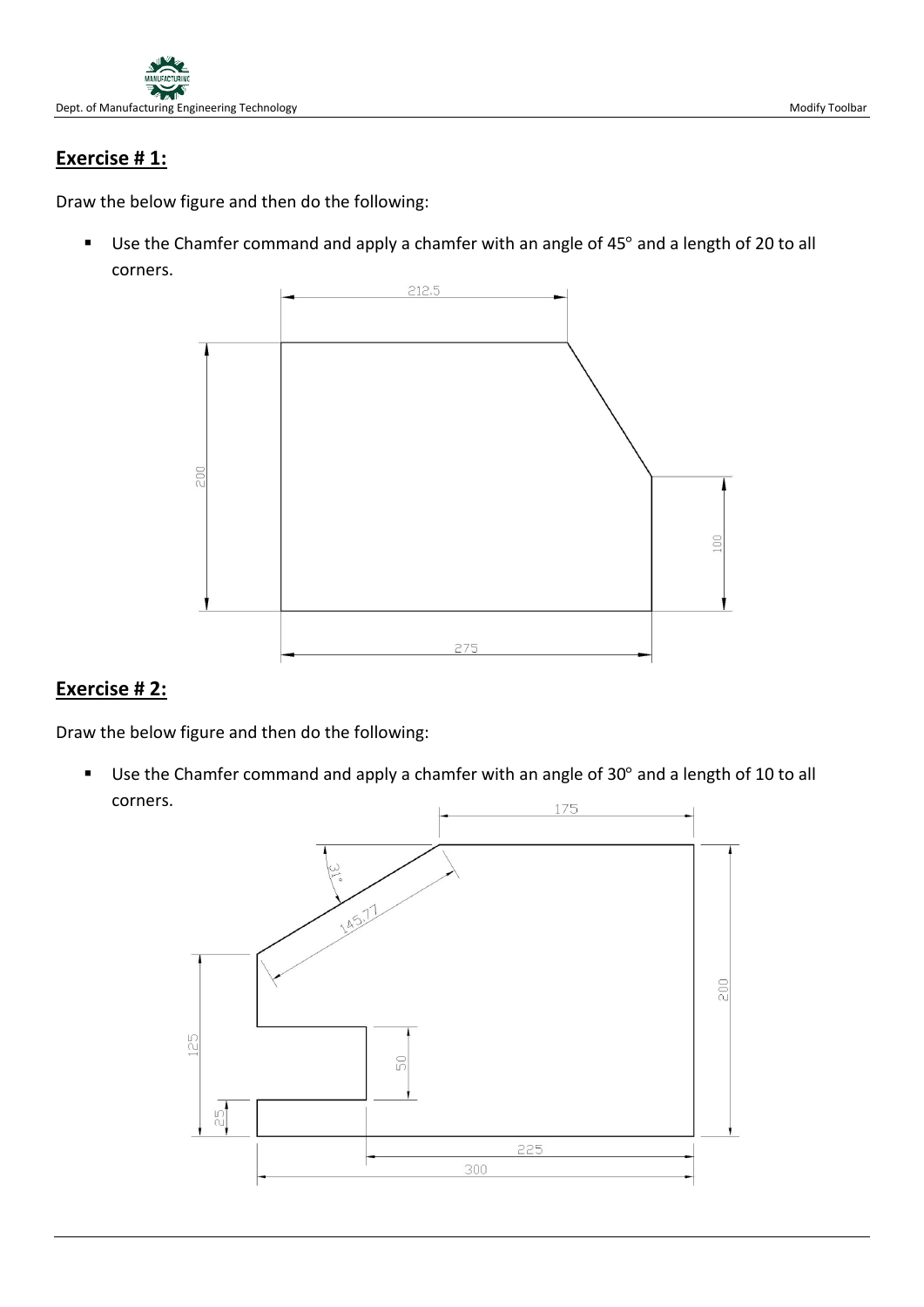## Exercise # 1:

Draw the below figure and then do the following:

- Use the Chamfer command and apply a chamfer with an angle of 45° and a length of 20 to all corners.

212.5

200

100

275

## Exercise # 2:

Draw the below figure and then do the following:

- Use the Chamfer command and apply a chamfer with an angle of 30° and a length of 10 to all corners.

175

31°

145.77

200

125

50

25

225

300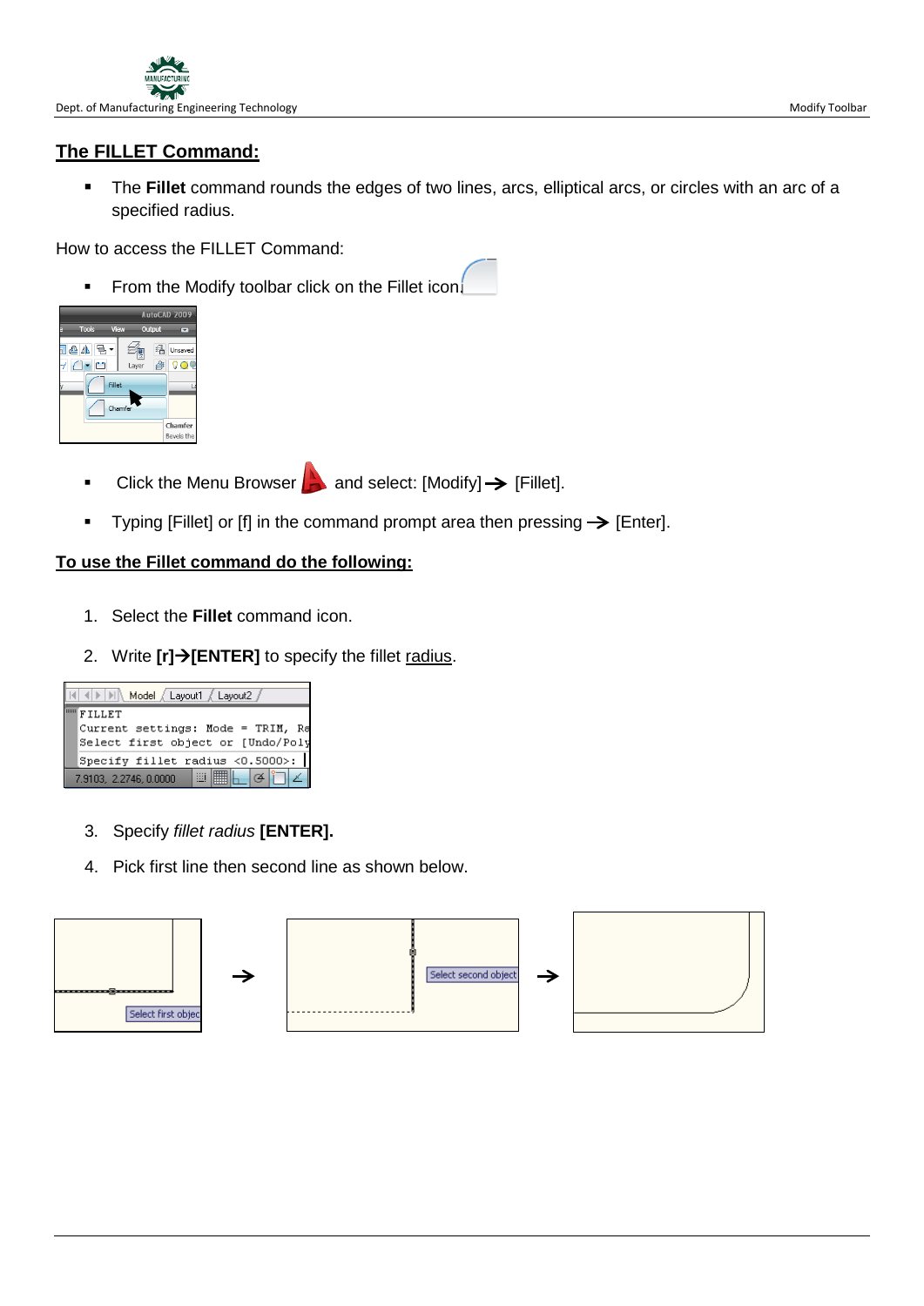## The FILLET Command:

- The **Fillet** command rounds the edges of two lines, arcs, elliptical arcs, or circles with an arc of a specified radius.

How to access the FILLET Command:

- From the Modify toolbar click on the Fillet icon.

- Click the Menu Browser and select: [Modify] → [Fillet].
- Typing [Fillet] or [f] in the command prompt area then pressing → [Enter].

## To use the Fillet command do the following:

1. Select the **Fillet** command icon.
2. Write **[r]→[ENTER]** to specify the fillet radius.

```
FILLET
Current settings: Mode = TRIM, Ra
Select first object or [Undo/Poly
Specify fillet radius <0.5000>:
```

3. Specify *fillet radius* **[ENTER].**
4. Pick first line then second line as shown below.

Select first objec → Select second object →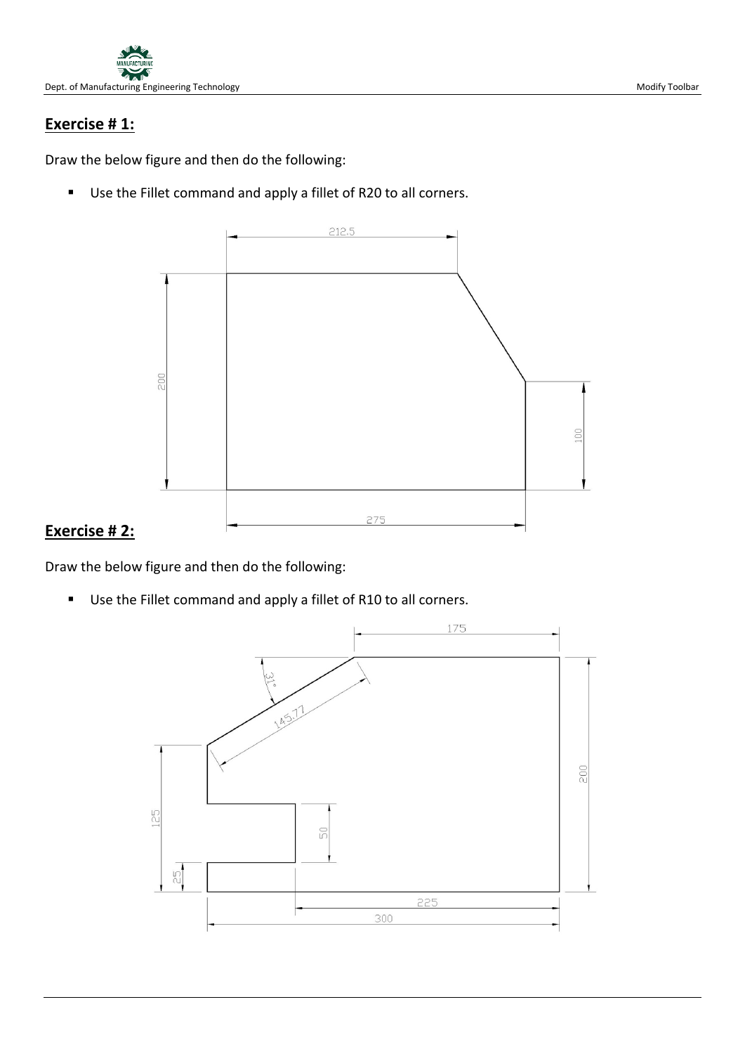## Exercise # 1:

Draw the below figure and then do the following:

- Use the Fillet command and apply a fillet of R20 to all corners.

212.5

200

100

275

## Exercise # 2:

Draw the below figure and then do the following:

- Use the Fillet command and apply a fillet of R10 to all corners.

175

31°

145.77

200

125

50

25

225

300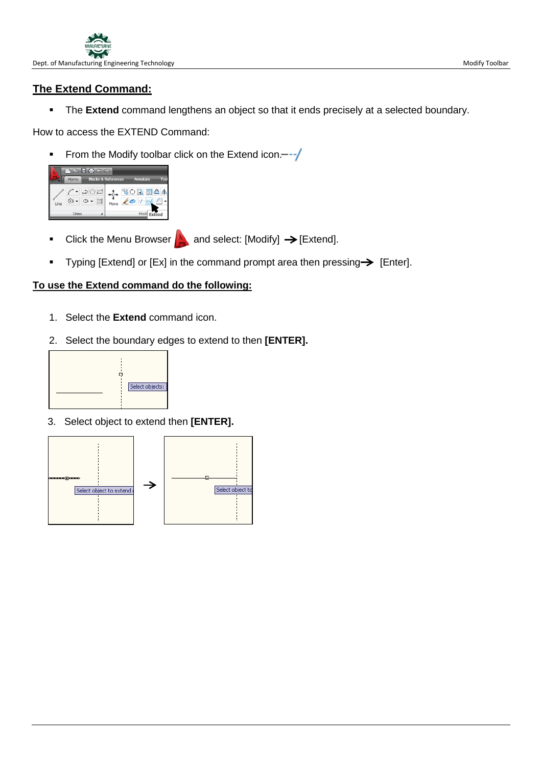## The Extend Command:

- The **Extend** command lengthens an object so that it ends precisely at a selected boundary.

How to access the EXTEND Command:

- From the Modify toolbar click on the Extend icon.
- Click the Menu Browser and select: [Modify] → [Extend].
- Typing [Extend] or [Ex] in the command prompt area then pressing → [Enter].

## To use the Extend command do the following:

1. Select the **Extend** command icon.
2. Select the boundary edges to extend to then **[ENTER].**
3. Select object to extend then **[ENTER].**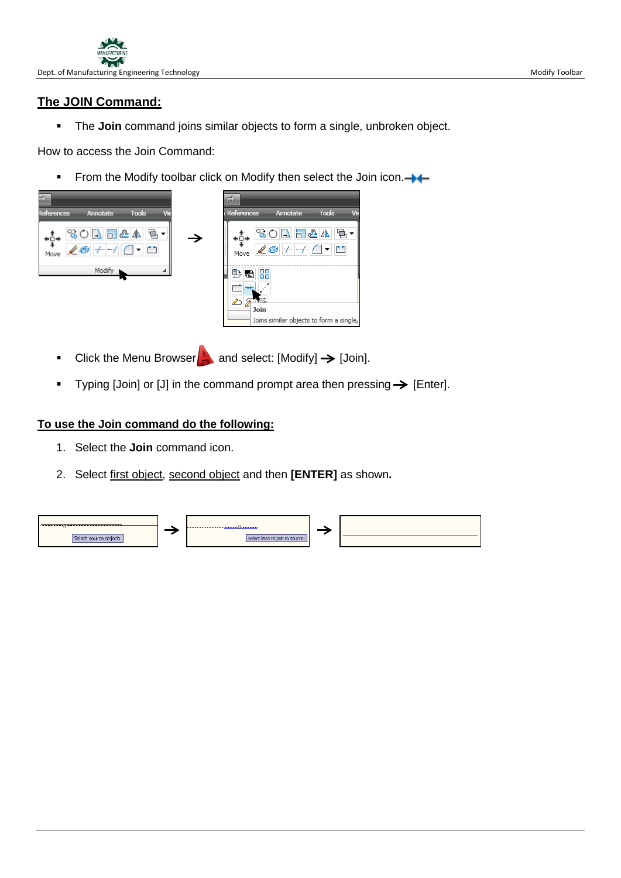## The JOIN Command:

- The **Join** command joins similar objects to form a single, unbroken object.

How to access the Join Command:

- From the Modify toolbar click on Modify then select the Join icon.

- Click the Menu Browser and select: [Modify] → [Join].
- Typing [Join] or [J] in the command prompt area then pressing → [Enter].

## To use the Join command do the following:

1. Select the **Join** command icon.
2. Select first object, second object and then **[ENTER]** as shown**.**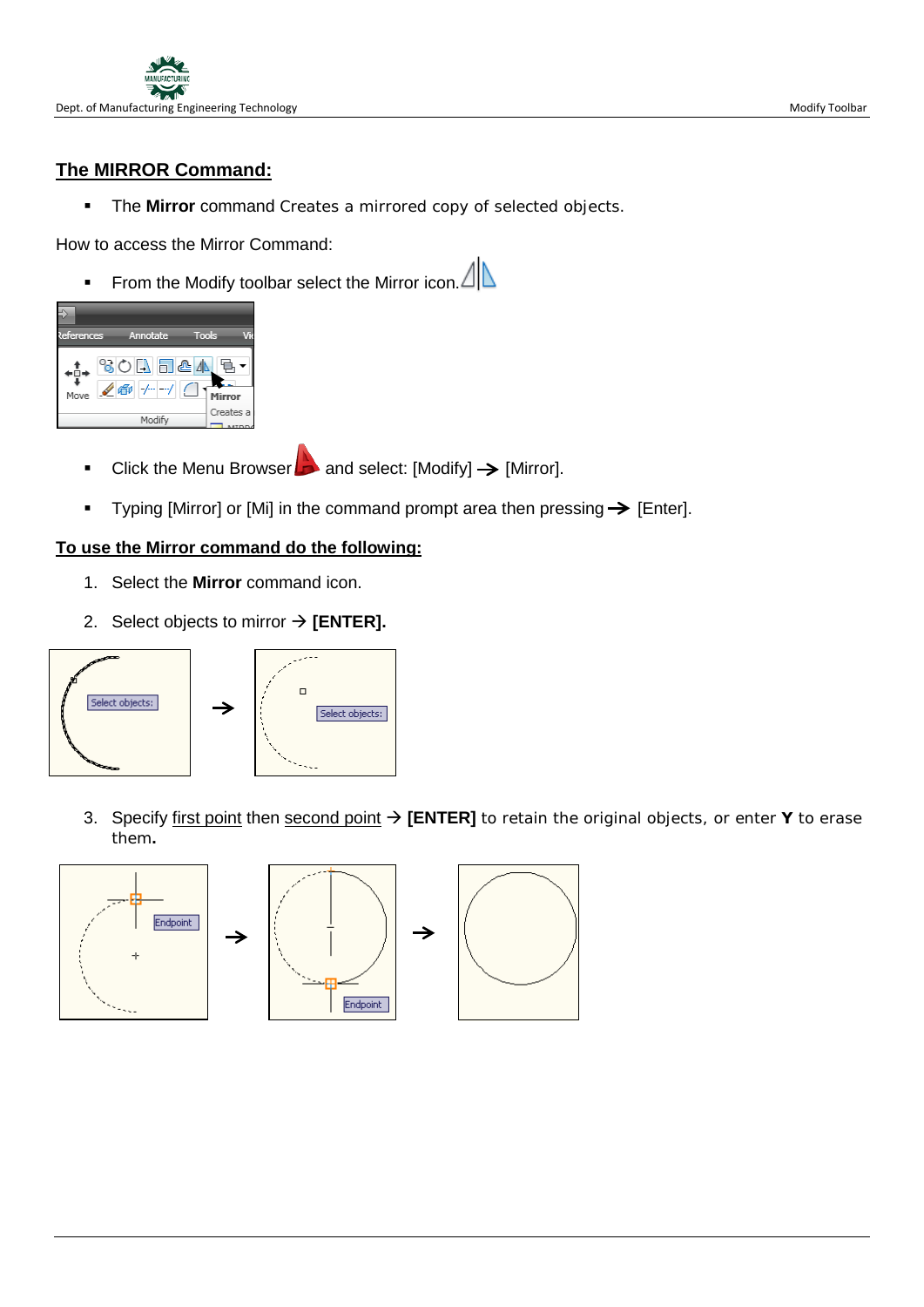## The MIRROR Command:

- The **Mirror** command Creates a mirrored copy of selected objects.

How to access the Mirror Command:

- From the Modify toolbar select the Mirror icon.

- Click the Menu Browser and select: [Modify] → [Mirror].
- Typing [Mirror] or [Mi] in the command prompt area then pressing → [Enter].

**To use the Mirror command do the following:**

1. Select the **Mirror** command icon.
2. Select objects to mirror → **[ENTER].**

3. Specify first point then second point → **[ENTER]** to retain the original objects, or enter **Y** to erase them**.**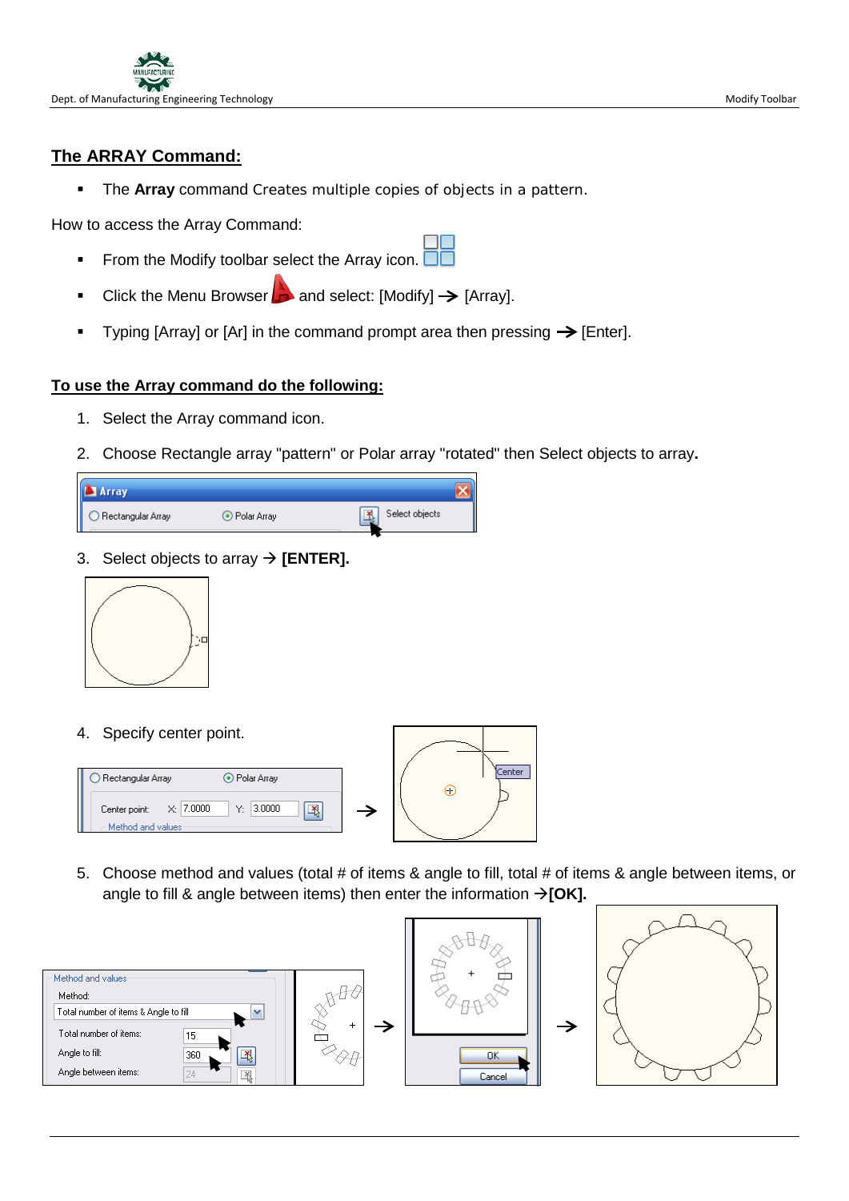## The ARRAY Command:

- The **Array** command Creates multiple copies of objects in a pattern.

How to access the Array Command:

- From the Modify toolbar select the Array icon.
- Click the Menu Browser and select: [Modify] → [Array].
- Typing [Array] or [Ar] in the command prompt area then pressing → [Enter].

## To use the Array command do the following:

1. Select the Array command icon.
2. Choose Rectangle array "pattern" or Polar array "rotated" then Select objects to array**.**
3. Select objects to array → **[ENTER].**
4. Specify center point.
5. Choose method and values (total # of items & angle to fill, total # of items & angle between items, or angle to fill & angle between items) then enter the information →**[OK].**